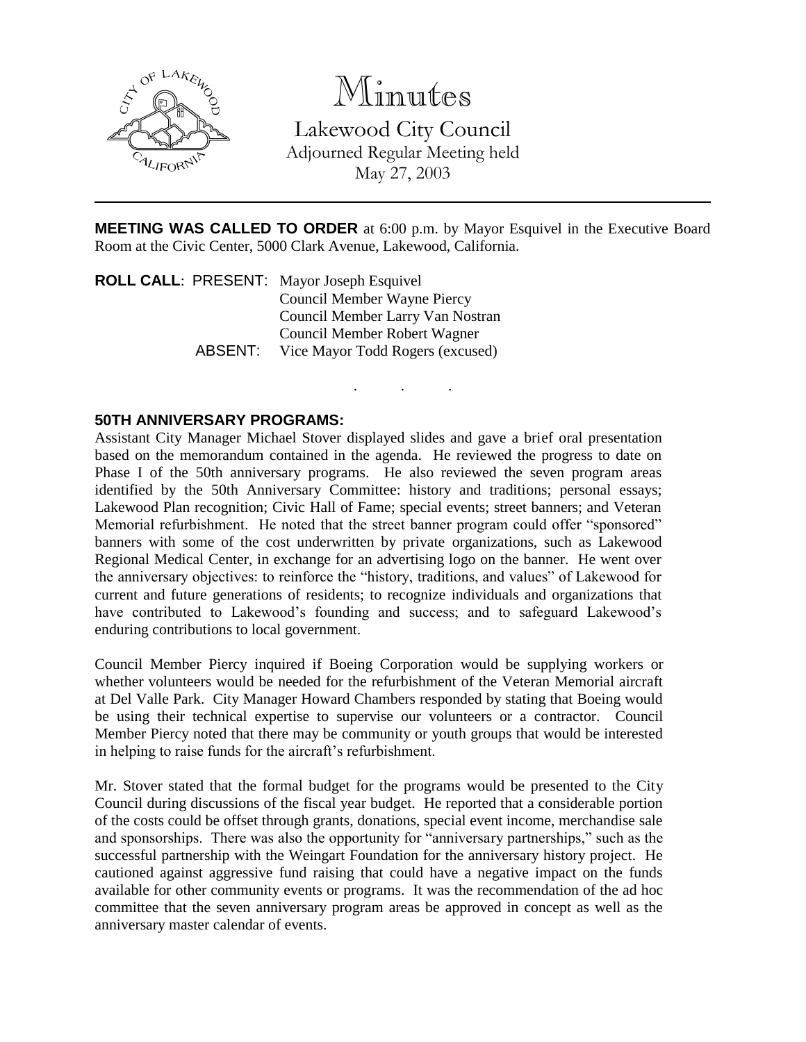# Minutes

Lakewood City Council
Adjourned Regular Meeting held
May 27, 2003

---

**MEETING WAS CALLED TO ORDER** at 6:00 p.m. by Mayor Esquivel in the Executive Board Room at the Civic Center, 5000 Clark Avenue, Lakewood, California.

**ROLL CALL**: PRESENT: Mayor Joseph Esquivel
Council Member Wayne Piercy
Council Member Larry Van Nostran
Council Member Robert Wagner

ABSENT: Vice Mayor Todd Rogers (excused)

. . .

**50TH ANNIVERSARY PROGRAMS:**
Assistant City Manager Michael Stover displayed slides and gave a brief oral presentation based on the memorandum contained in the agenda. He reviewed the progress to date on Phase I of the 50th anniversary programs. He also reviewed the seven program areas identified by the 50th Anniversary Committee: history and traditions; personal essays; Lakewood Plan recognition; Civic Hall of Fame; special events; street banners; and Veteran Memorial refurbishment. He noted that the street banner program could offer "sponsored" banners with some of the cost underwritten by private organizations, such as Lakewood Regional Medical Center, in exchange for an advertising logo on the banner. He went over the anniversary objectives: to reinforce the "history, traditions, and values" of Lakewood for current and future generations of residents; to recognize individuals and organizations that have contributed to Lakewood's founding and success; and to safeguard Lakewood's enduring contributions to local government.

Council Member Piercy inquired if Boeing Corporation would be supplying workers or whether volunteers would be needed for the refurbishment of the Veteran Memorial aircraft at Del Valle Park. City Manager Howard Chambers responded by stating that Boeing would be using their technical expertise to supervise our volunteers or a contractor. Council Member Piercy noted that there may be community or youth groups that would be interested in helping to raise funds for the aircraft's refurbishment.

Mr. Stover stated that the formal budget for the programs would be presented to the City Council during discussions of the fiscal year budget. He reported that a considerable portion of the costs could be offset through grants, donations, special event income, merchandise sale and sponsorships. There was also the opportunity for "anniversary partnerships," such as the successful partnership with the Weingart Foundation for the anniversary history project. He cautioned against aggressive fund raising that could have a negative impact on the funds available for other community events or programs. It was the recommendation of the ad hoc committee that the seven anniversary program areas be approved in concept as well as the anniversary master calendar of events.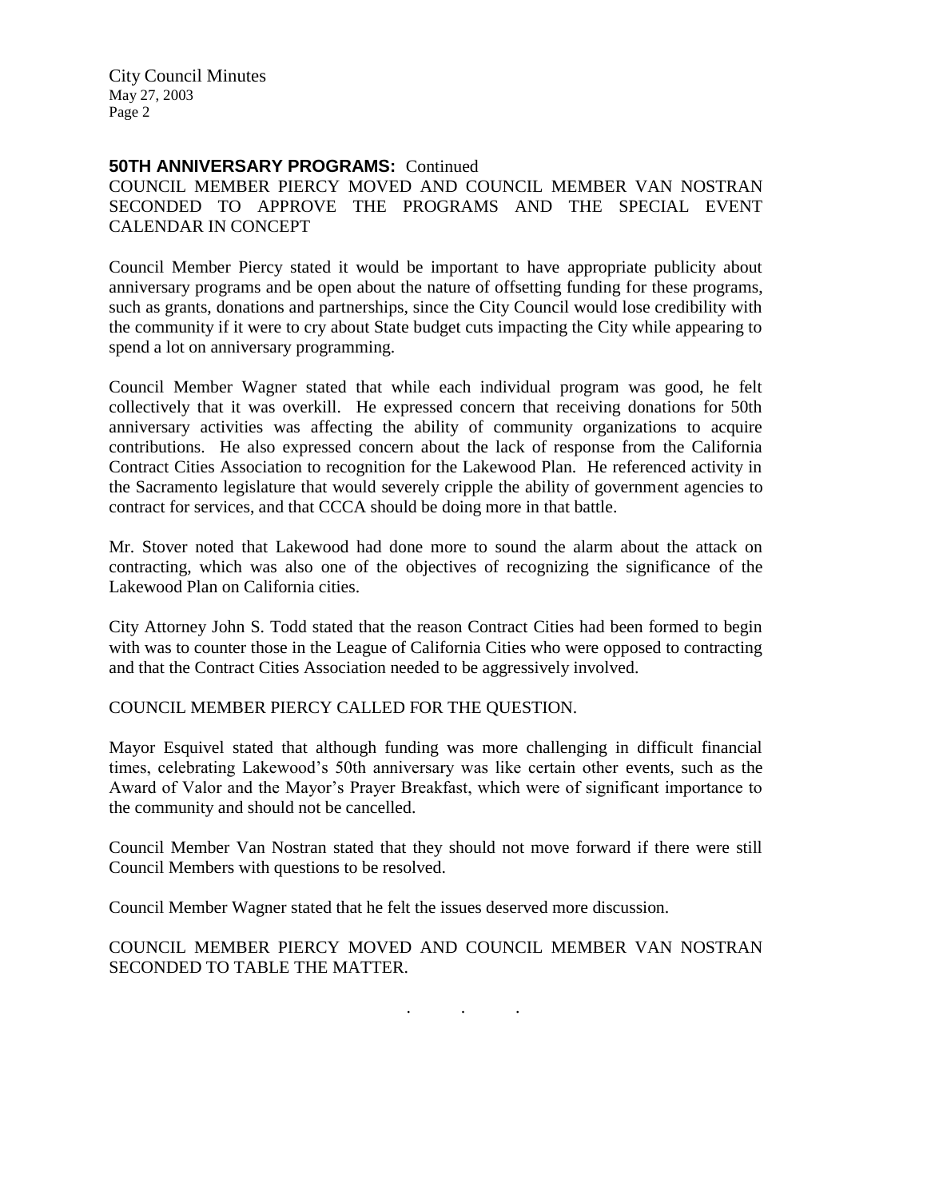**50TH ANNIVERSARY PROGRAMS:** Continued

COUNCIL MEMBER PIERCY MOVED AND COUNCIL MEMBER VAN NOSTRAN SECONDED TO APPROVE THE PROGRAMS AND THE SPECIAL EVENT CALENDAR IN CONCEPT

Council Member Piercy stated it would be important to have appropriate publicity about anniversary programs and be open about the nature of offsetting funding for these programs, such as grants, donations and partnerships, since the City Council would lose credibility with the community if it were to cry about State budget cuts impacting the City while appearing to spend a lot on anniversary programming.

Council Member Wagner stated that while each individual program was good, he felt collectively that it was overkill. He expressed concern that receiving donations for 50th anniversary activities was affecting the ability of community organizations to acquire contributions. He also expressed concern about the lack of response from the California Contract Cities Association to recognition for the Lakewood Plan. He referenced activity in the Sacramento legislature that would severely cripple the ability of government agencies to contract for services, and that CCCA should be doing more in that battle.

Mr. Stover noted that Lakewood had done more to sound the alarm about the attack on contracting, which was also one of the objectives of recognizing the significance of the Lakewood Plan on California cities.

City Attorney John S. Todd stated that the reason Contract Cities had been formed to begin with was to counter those in the League of California Cities who were opposed to contracting and that the Contract Cities Association needed to be aggressively involved.

COUNCIL MEMBER PIERCY CALLED FOR THE QUESTION.

Mayor Esquivel stated that although funding was more challenging in difficult financial times, celebrating Lakewood's 50th anniversary was like certain other events, such as the Award of Valor and the Mayor's Prayer Breakfast, which were of significant importance to the community and should not be cancelled.

Council Member Van Nostran stated that they should not move forward if there were still Council Members with questions to be resolved.

Council Member Wagner stated that he felt the issues deserved more discussion.

COUNCIL MEMBER PIERCY MOVED AND COUNCIL MEMBER VAN NOSTRAN SECONDED TO TABLE THE MATTER.

. . .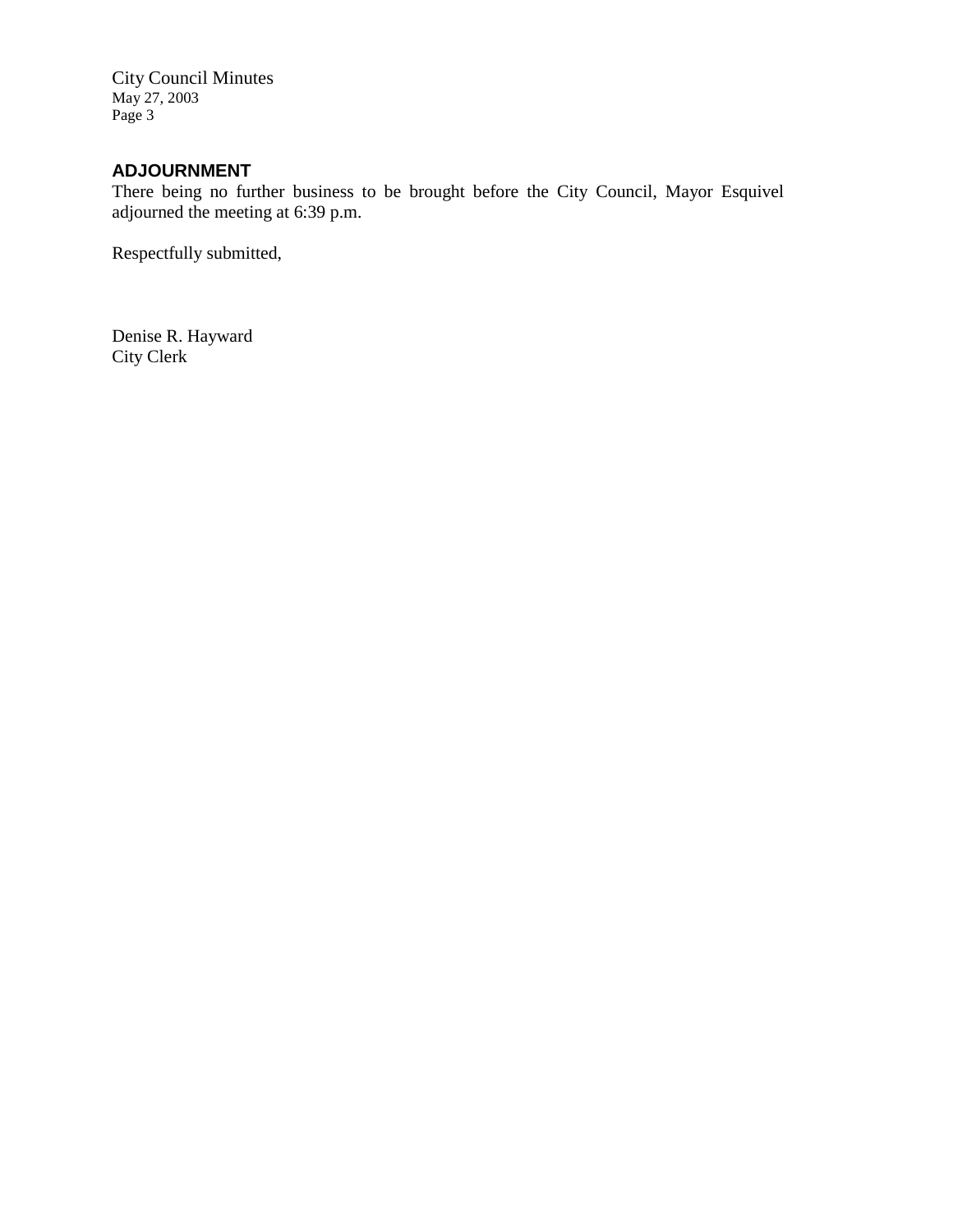## ADJOURNMENT

There being no further business to be brought before the City Council, Mayor Esquivel adjourned the meeting at 6:39 p.m.

Respectfully submitted,

Denise R. Hayward
City Clerk